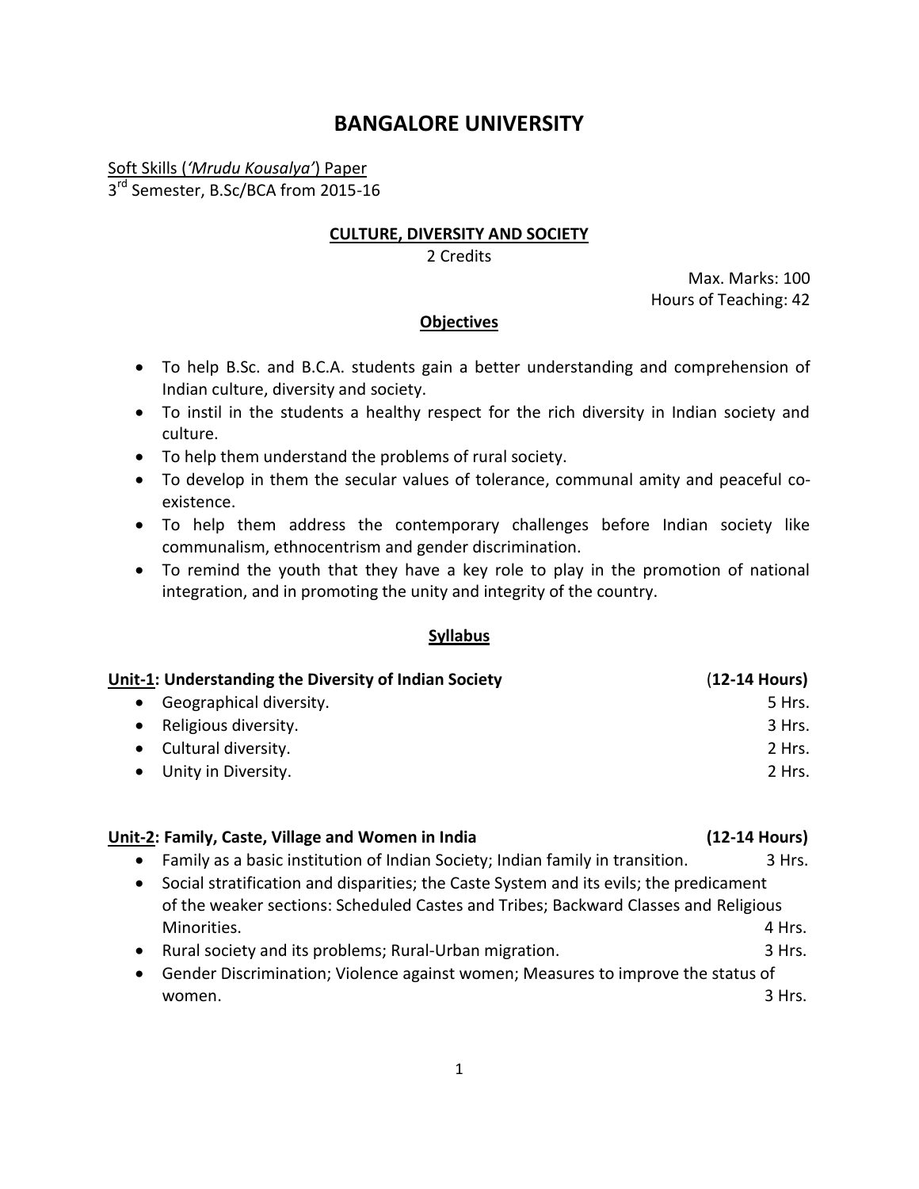# BANGALORE UNIVERSITY

Soft Skills (*'Mrudu Kousalya'*) Paper
3rd Semester, B.Sc/BCA from 2015-16

## CULTURE, DIVERSITY AND SOCIETY

2 Credits

Max. Marks: 100
Hours of Teaching: 42

### Objectives

- To help B.Sc. and B.C.A. students gain a better understanding and comprehension of Indian culture, diversity and society.
- To instil in the students a healthy respect for the rich diversity in Indian society and culture.
- To help them understand the problems of rural society.
- To develop in them the secular values of tolerance, communal amity and peaceful co-existence.
- To help them address the contemporary challenges before Indian society like communalism, ethnocentrism and gender discrimination.
- To remind the youth that they have a key role to play in the promotion of national integration, and in promoting the unity and integrity of the country.

### Syllabus

**Unit-1: Understanding the Diversity of Indian Society** **(12-14 Hours)**

- Geographical diversity. 5 Hrs.
- Religious diversity. 3 Hrs.
- Cultural diversity. 2 Hrs.
- Unity in Diversity. 2 Hrs.

**Unit-2: Family, Caste, Village and Women in India** **(12-14 Hours)**

- Family as a basic institution of Indian Society; Indian family in transition. 3 Hrs.
- Social stratification and disparities; the Caste System and its evils; the predicament of the weaker sections: Scheduled Castes and Tribes; Backward Classes and Religious Minorities. 4 Hrs.
- Rural society and its problems; Rural-Urban migration. 3 Hrs.
- Gender Discrimination; Violence against women; Measures to improve the status of women. 3 Hrs.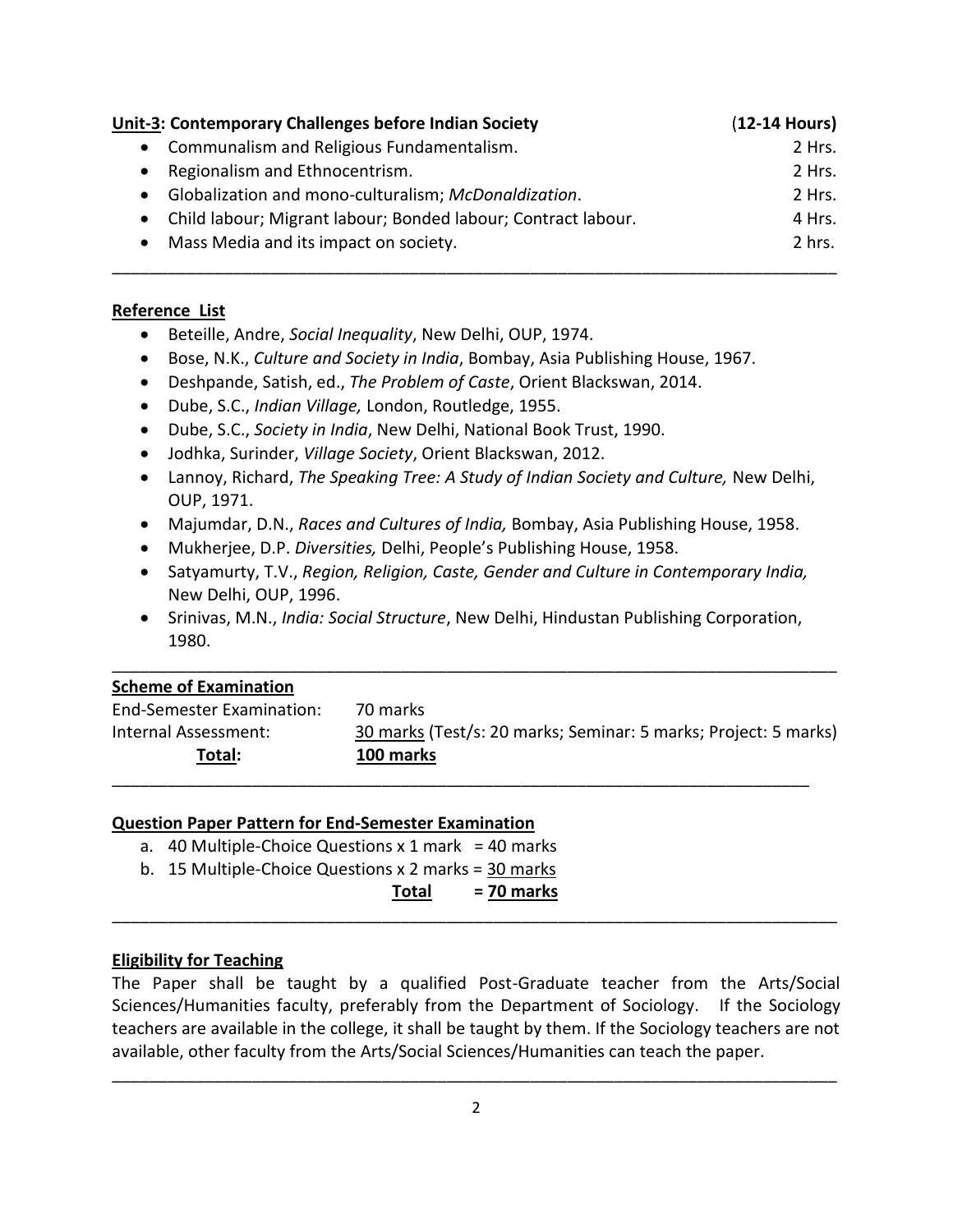**Unit-3: Contemporary Challenges before Indian Society** (**12-14 Hours**)

- Communalism and Religious Fundamentalism. 2 Hrs.
- Regionalism and Ethnocentrism. 2 Hrs.
- Globalization and mono-culturalism; *McDonaldization*. 2 Hrs.
- Child labour; Migrant labour; Bonded labour; Contract labour. 4 Hrs.
- Mass Media and its impact on society. 2 hrs.

---

**Reference List**

- Beteille, Andre, *Social Inequality*, New Delhi, OUP, 1974.
- Bose, N.K., *Culture and Society in India*, Bombay, Asia Publishing House, 1967.
- Deshpande, Satish, ed., *The Problem of Caste*, Orient Blackswan, 2014.
- Dube, S.C., *Indian Village,* London, Routledge, 1955.
- Dube, S.C., *Society in India*, New Delhi, National Book Trust, 1990.
- Jodhka, Surinder, *Village Society*, Orient Blackswan, 2012.
- Lannoy, Richard, *The Speaking Tree: A Study of Indian Society and Culture,* New Delhi, OUP, 1971.
- Majumdar, D.N., *Races and Cultures of India,* Bombay, Asia Publishing House, 1958.
- Mukherjee, D.P. *Diversities,* Delhi, People's Publishing House, 1958.
- Satyamurty, T.V., *Region, Religion, Caste, Gender and Culture in Contemporary India,* New Delhi, OUP, 1996.
- Srinivas, M.N., *India: Social Structure*, New Delhi, Hindustan Publishing Corporation, 1980.

---

**Scheme of Examination**

| | |
|---|---|
| End-Semester Examination: | 70 marks |
| Internal Assessment: | 30 marks (Test/s: 20 marks; Seminar: 5 marks; Project: 5 marks) |
| **Total:** | **100 marks** |

---

**Question Paper Pattern for End-Semester Examination**

a. 40 Multiple-Choice Questions x 1 mark = 40 marks
b. 15 Multiple-Choice Questions x 2 marks = 30 marks
**Total = 70 marks**

---

**Eligibility for Teaching**

The Paper shall be taught by a qualified Post-Graduate teacher from the Arts/Social Sciences/Humanities faculty, preferably from the Department of Sociology. If the Sociology teachers are available in the college, it shall be taught by them. If the Sociology teachers are not available, other faculty from the Arts/Social Sciences/Humanities can teach the paper.